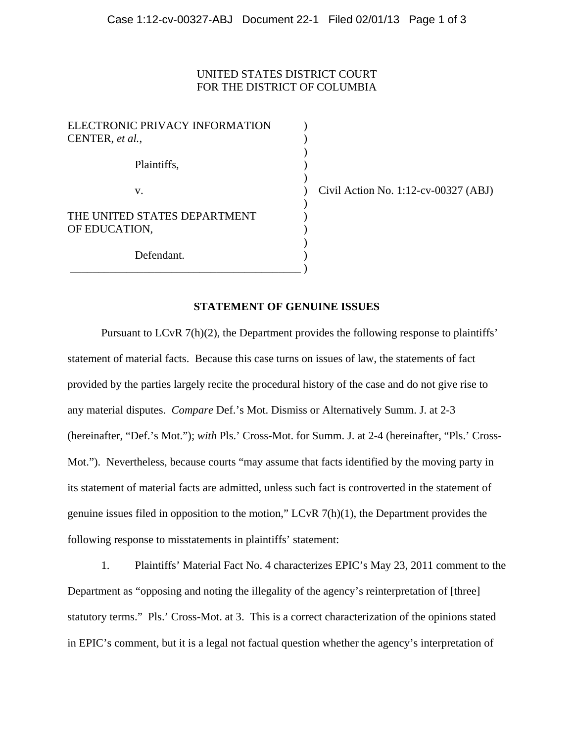UNITED STATES DISTRICT COURT
FOR THE DISTRICT OF COLUMBIA

| | | |
|---|---|---|
| ELECTRONIC PRIVACY INFORMATION CENTER, *et al.*, | ) | |
| Plaintiffs, | ) | |
| v. | ) | Civil Action No. 1:12-cv-00327 (ABJ) |
| THE UNITED STATES DEPARTMENT OF EDUCATION, | ) | |
| Defendant. | ) | |

## STATEMENT OF GENUINE ISSUES

Pursuant to LCvR 7(h)(2), the Department provides the following response to plaintiffs' statement of material facts. Because this case turns on issues of law, the statements of fact provided by the parties largely recite the procedural history of the case and do not give rise to any material disputes. *Compare* Def.'s Mot. Dismiss or Alternatively Summ. J. at 2-3 (hereinafter, "Def.'s Mot."); *with* Pls.' Cross-Mot. for Summ. J. at 2-4 (hereinafter, "Pls.' Cross-Mot."). Nevertheless, because courts "may assume that facts identified by the moving party in its statement of material facts are admitted, unless such fact is controverted in the statement of genuine issues filed in opposition to the motion," LCvR 7(h)(1), the Department provides the following response to misstatements in plaintiffs' statement:

1. Plaintiffs' Material Fact No. 4 characterizes EPIC's May 23, 2011 comment to the Department as "opposing and noting the illegality of the agency's reinterpretation of [three] statutory terms." Pls.' Cross-Mot. at 3. This is a correct characterization of the opinions stated in EPIC's comment, but it is a legal not factual question whether the agency's interpretation of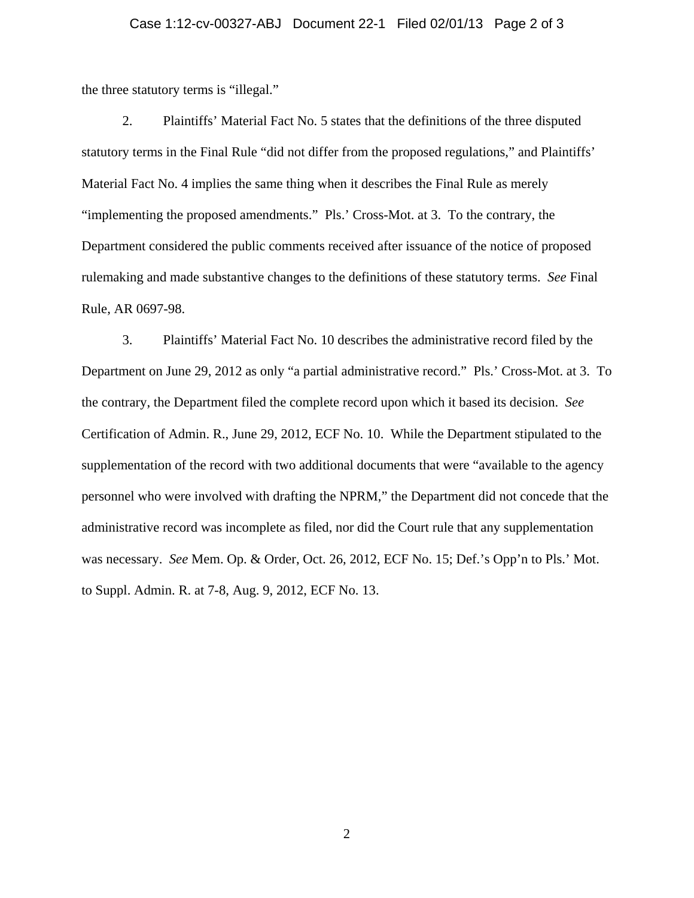the three statutory terms is "illegal."

2. Plaintiffs' Material Fact No. 5 states that the definitions of the three disputed statutory terms in the Final Rule "did not differ from the proposed regulations," and Plaintiffs' Material Fact No. 4 implies the same thing when it describes the Final Rule as merely "implementing the proposed amendments." Pls.' Cross-Mot. at 3. To the contrary, the Department considered the public comments received after issuance of the notice of proposed rulemaking and made substantive changes to the definitions of these statutory terms. *See* Final Rule, AR 0697-98.

3. Plaintiffs' Material Fact No. 10 describes the administrative record filed by the Department on June 29, 2012 as only "a partial administrative record." Pls.' Cross-Mot. at 3. To the contrary, the Department filed the complete record upon which it based its decision. *See* Certification of Admin. R., June 29, 2012, ECF No. 10. While the Department stipulated to the supplementation of the record with two additional documents that were "available to the agency personnel who were involved with drafting the NPRM," the Department did not concede that the administrative record was incomplete as filed, nor did the Court rule that any supplementation was necessary. *See* Mem. Op. & Order, Oct. 26, 2012, ECF No. 15; Def.'s Opp'n to Pls.' Mot. to Suppl. Admin. R. at 7-8, Aug. 9, 2012, ECF No. 13.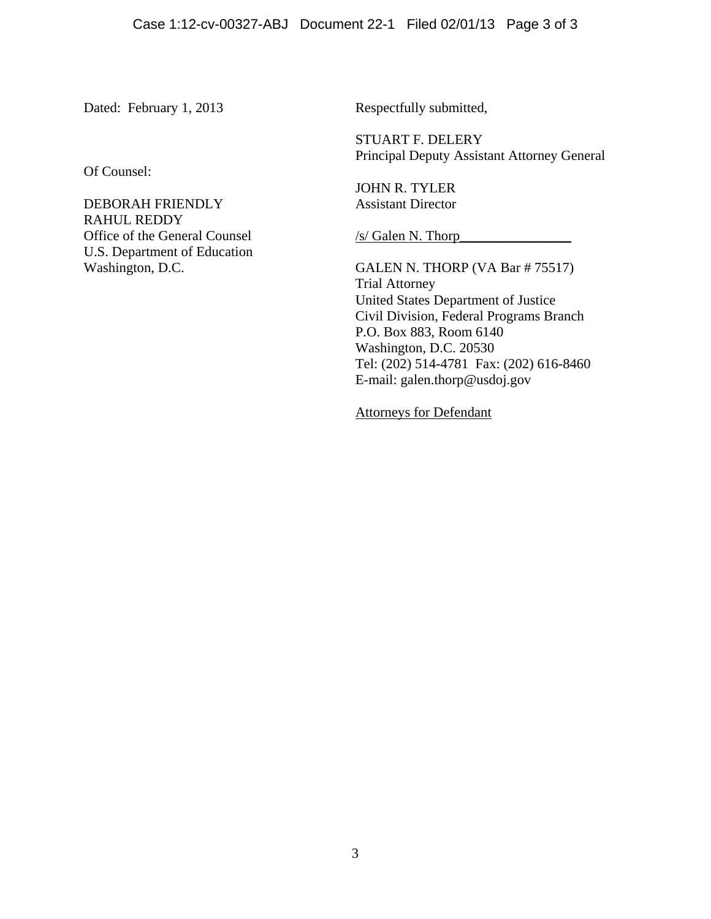Dated: February 1, 2013

Respectfully submitted,

STUART F. DELERY
Principal Deputy Assistant Attorney General

JOHN R. TYLER
Assistant Director

/s/ Galen N. Thorp

GALEN N. THORP (VA Bar # 75517)
Trial Attorney
United States Department of Justice
Civil Division, Federal Programs Branch
P.O. Box 883, Room 6140
Washington, D.C. 20530
Tel: (202) 514-4781 Fax: (202) 616-8460
E-mail: galen.thorp@usdoj.gov

Attorneys for Defendant

Of Counsel:

DEBORAH FRIENDLY
RAHUL REDDY
Office of the General Counsel
U.S. Department of Education
Washington, D.C.